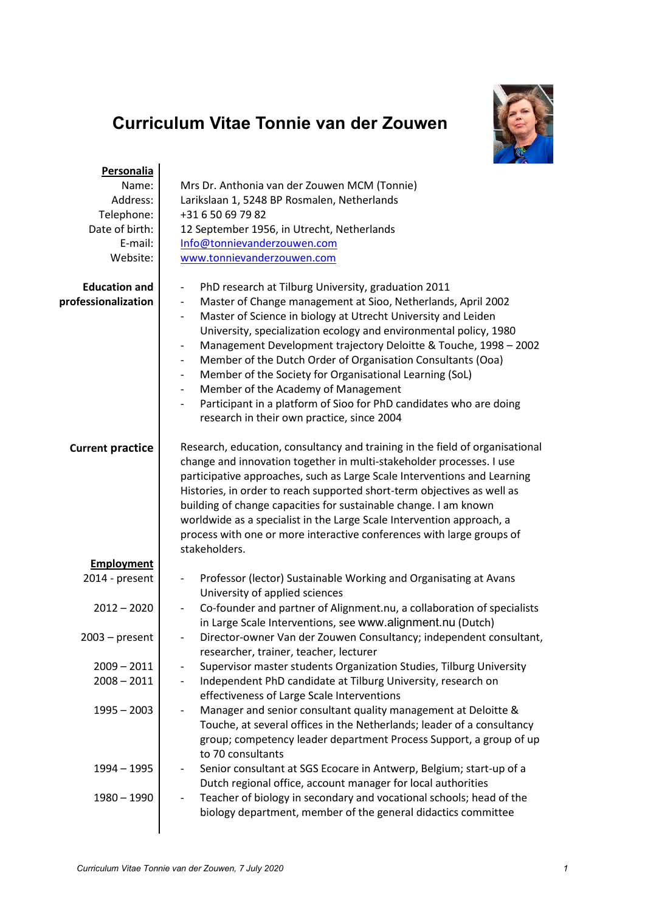# Curriculum Vitae Tonnie van der Zouwen

## Personalia

| | |
|---|---|
| Name: | Mrs Dr. Anthonia van der Zouwen MCM (Tonnie) |
| Address: | Larikslaan 1, 5248 BP Rosmalen, Netherlands |
| Telephone: | +31 6 50 69 79 82 |
| Date of birth: | 12 September 1956, in Utrecht, Netherlands |
| E-mail: | Info@tonnievanderzouwen.com |
| Website: | www.tonnievanderzouwen.com |

## Education and professionalization

- PhD research at Tilburg University, graduation 2011
- Master of Change management at Sioo, Netherlands, April 2002
- Master of Science in biology at Utrecht University and Leiden University, specialization ecology and environmental policy, 1980
- Management Development trajectory Deloitte & Touche, 1998 – 2002
- Member of the Dutch Order of Organisation Consultants (Ooa)
- Member of the Society for Organisational Learning (SoL)
- Member of the Academy of Management
- Participant in a platform of Sioo for PhD candidates who are doing research in their own practice, since 2004

## Current practice

Research, education, consultancy and training in the field of organisational change and innovation together in multi-stakeholder processes. I use participative approaches, such as Large Scale Interventions and Learning Histories, in order to reach supported short-term objectives as well as building of change capacities for sustainable change. I am known worldwide as a specialist in the Large Scale Intervention approach, a process with one or more interactive conferences with large groups of stakeholders.

## Employment

| | |
|---|---|
| 2014 - present | Professor (lector) Sustainable Working and Organisating at Avans University of applied sciences |
| 2012 – 2020 | Co-founder and partner of Alignment.nu, a collaboration of specialists in Large Scale Interventions, see www.alignment.nu (Dutch) |
| 2003 – present | Director-owner Van der Zouwen Consultancy; independent consultant, researcher, trainer, teacher, lecturer |
| 2009 – 2011 | Supervisor master students Organization Studies, Tilburg University |
| 2008 – 2011 | Independent PhD candidate at Tilburg University, research on effectiveness of Large Scale Interventions |
| 1995 – 2003 | Manager and senior consultant quality management at Deloitte & Touche, at several offices in the Netherlands; leader of a consultancy group; competency leader department Process Support, a group of up to 70 consultants |
| 1994 – 1995 | Senior consultant at SGS Ecocare in Antwerp, Belgium; start-up of a Dutch regional office, account manager for local authorities |
| 1980 – 1990 | Teacher of biology in secondary and vocational schools; head of the biology department, member of the general didactics committee |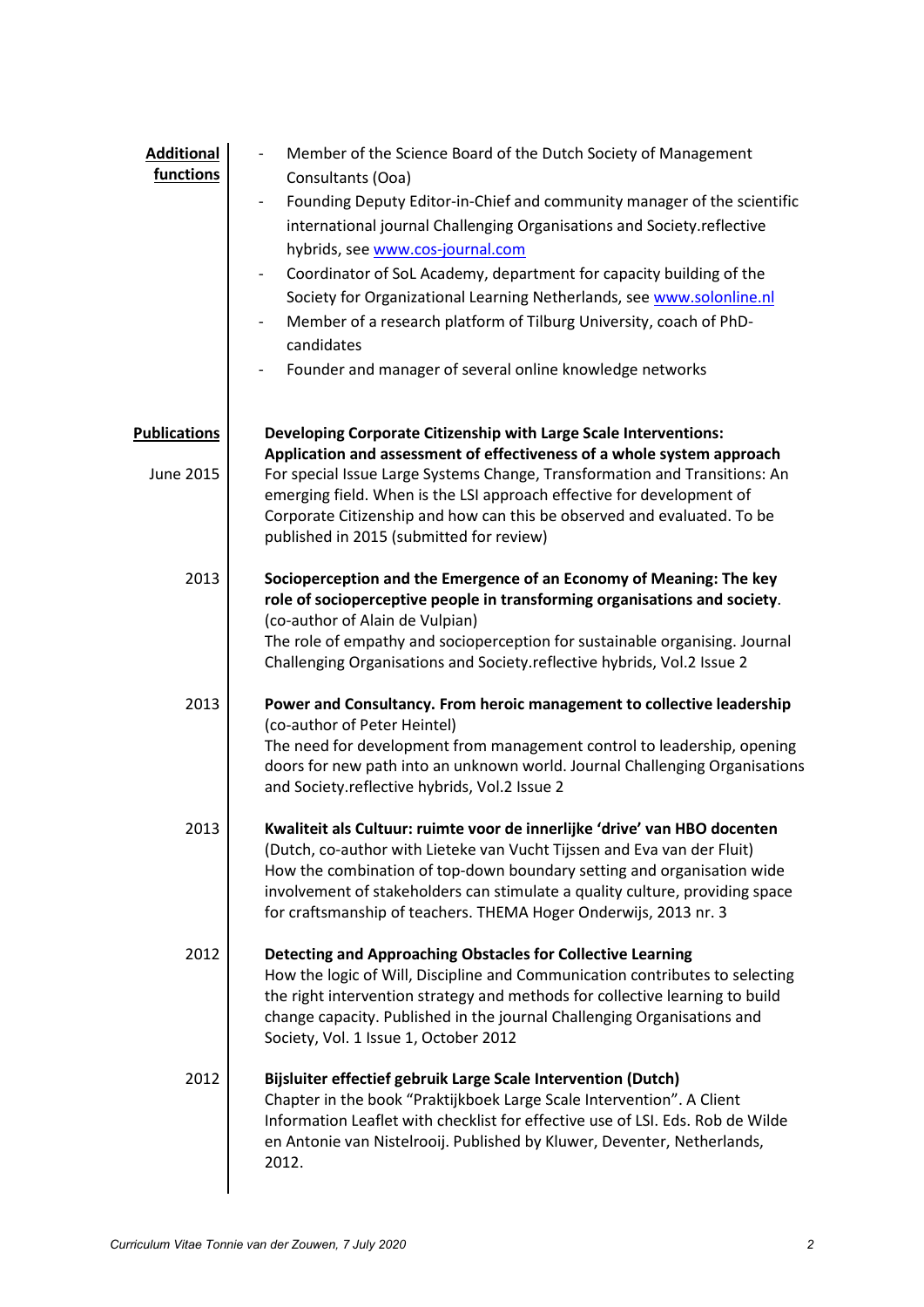## Additional functions

- Member of the Science Board of the Dutch Society of Management Consultants (Ooa)
- Founding Deputy Editor-in-Chief and community manager of the scientific international journal Challenging Organisations and Society.reflective hybrids, see www.cos-journal.com
- Coordinator of SoL Academy, department for capacity building of the Society for Organizational Learning Netherlands, see www.solonline.nl
- Member of a research platform of Tilburg University, coach of PhD-candidates
- Founder and manager of several online knowledge networks

## Publications

**June 2015**

**Developing Corporate Citizenship with Large Scale Interventions: Application and assessment of effectiveness of a whole system approach**
For special Issue Large Systems Change, Transformation and Transitions: An emerging field. When is the LSI approach effective for development of Corporate Citizenship and how can this be observed and evaluated. To be published in 2015 (submitted for review)

**2013**

**Socioperception and the Emergence of an Economy of Meaning: The key role of socioperceptive people in transforming organisations and society**.
(co-author of Alain de Vulpian)
The role of empathy and socioperception for sustainable organising. Journal Challenging Organisations and Society.reflective hybrids, Vol.2 Issue 2

**2013**

**Power and Consultancy. From heroic management to collective leadership**
(co-author of Peter Heintel)
The need for development from management control to leadership, opening doors for new path into an unknown world. Journal Challenging Organisations and Society.reflective hybrids, Vol.2 Issue 2

**2013**

**Kwaliteit als Cultuur: ruimte voor de innerlijke 'drive' van HBO docenten**
(Dutch, co-author with Lieteke van Vucht Tijssen and Eva van der Fluit)
How the combination of top-down boundary setting and organisation wide involvement of stakeholders can stimulate a quality culture, providing space for craftsmanship of teachers. THEMA Hoger Onderwijs, 2013 nr. 3

**2012**

**Detecting and Approaching Obstacles for Collective Learning**
How the logic of Will, Discipline and Communication contributes to selecting the right intervention strategy and methods for collective learning to build change capacity. Published in the journal Challenging Organisations and Society, Vol. 1 Issue 1, October 2012

**2012**

**Bijsluiter effectief gebruik Large Scale Intervention (Dutch)**
Chapter in the book "Praktijkboek Large Scale Intervention". A Client Information Leaflet with checklist for effective use of LSI. Eds. Rob de Wilde en Antonie van Nistelrooij. Published by Kluwer, Deventer, Netherlands, 2012.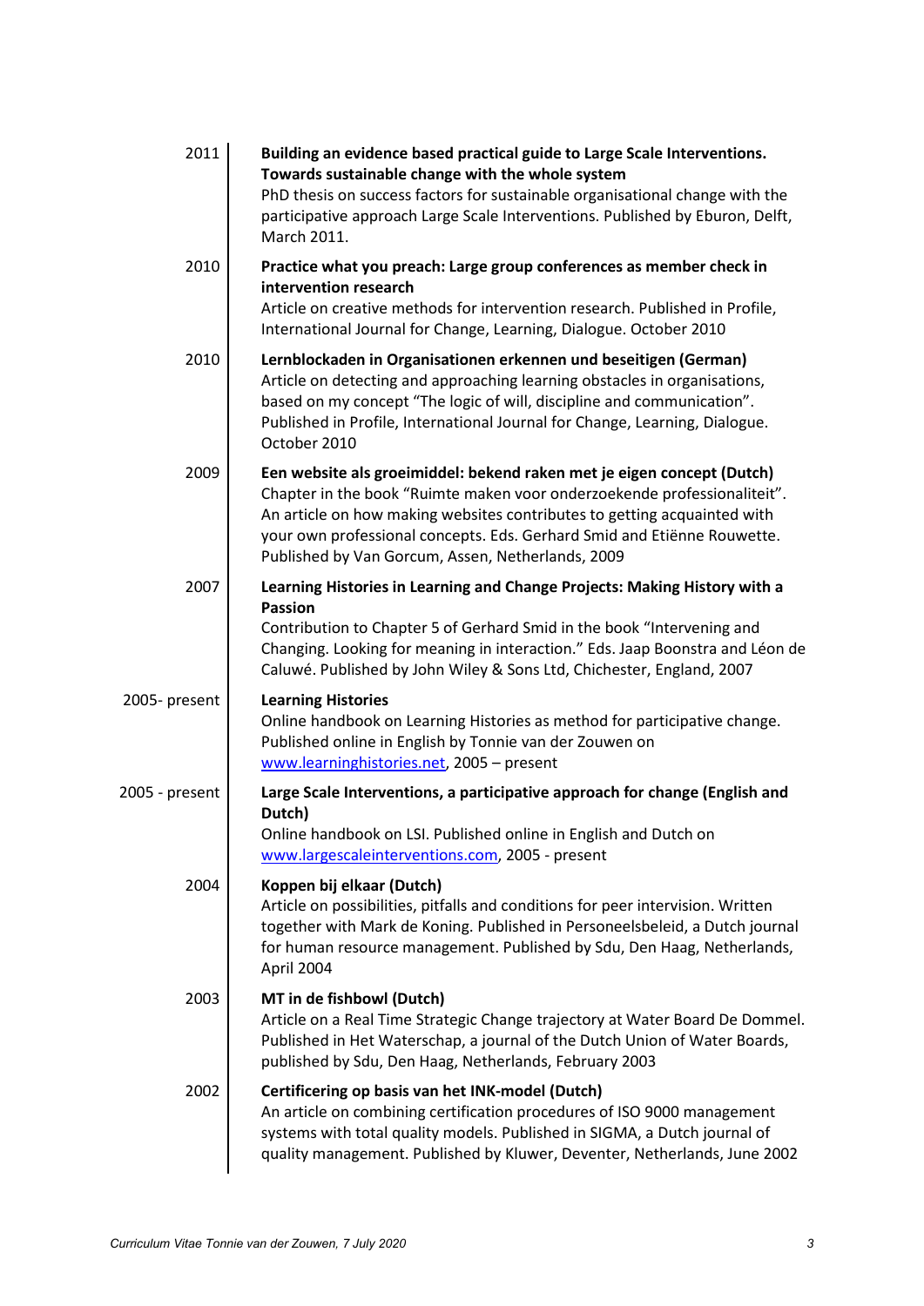| | |
|---|---|
| 2011 | **Building an evidence based practical guide to Large Scale Interventions. Towards sustainable change with the whole system**<br>PhD thesis on success factors for sustainable organisational change with the participative approach Large Scale Interventions. Published by Eburon, Delft, March 2011. |
| 2010 | **Practice what you preach: Large group conferences as member check in intervention research**<br>Article on creative methods for intervention research. Published in Profile, International Journal for Change, Learning, Dialogue. October 2010 |
| 2010 | **Lernblockaden in Organisationen erkennen und beseitigen (German)**<br>Article on detecting and approaching learning obstacles in organisations, based on my concept "The logic of will, discipline and communication". Published in Profile, International Journal for Change, Learning, Dialogue. October 2010 |
| 2009 | **Een website als groeimiddel: bekend raken met je eigen concept (Dutch)**<br>Chapter in the book "Ruimte maken voor onderzoekende professionaliteit". An article on how making websites contributes to getting acquainted with your own professional concepts. Eds. Gerhard Smid and Etiënne Rouwette. Published by Van Gorcum, Assen, Netherlands, 2009 |
| 2007 | **Learning Histories in Learning and Change Projects: Making History with a Passion**<br>Contribution to Chapter 5 of Gerhard Smid in the book "Intervening and Changing. Looking for meaning in interaction." Eds. Jaap Boonstra and Léon de Caluwé. Published by John Wiley & Sons Ltd, Chichester, England, 2007 |
| 2005- present | **Learning Histories**<br>Online handbook on Learning Histories as method for participative change. Published online in English by Tonnie van der Zouwen on www.learninghistories.net, 2005 – present |
| 2005 - present | **Large Scale Interventions, a participative approach for change (English and Dutch)**<br>Online handbook on LSI. Published online in English and Dutch on www.largescaleinterventions.com, 2005 - present |
| 2004 | **Koppen bij elkaar (Dutch)**<br>Article on possibilities, pitfalls and conditions for peer intervision. Written together with Mark de Koning. Published in Personeelsbeleid, a Dutch journal for human resource management. Published by Sdu, Den Haag, Netherlands, April 2004 |
| 2003 | **MT in de fishbowl (Dutch)**<br>Article on a Real Time Strategic Change trajectory at Water Board De Dommel. Published in Het Waterschap, a journal of the Dutch Union of Water Boards, published by Sdu, Den Haag, Netherlands, February 2003 |
| 2002 | **Certificering op basis van het INK-model (Dutch)**<br>An article on combining certification procedures of ISO 9000 management systems with total quality models. Published in SIGMA, a Dutch journal of quality management. Published by Kluwer, Deventer, Netherlands, June 2002 |